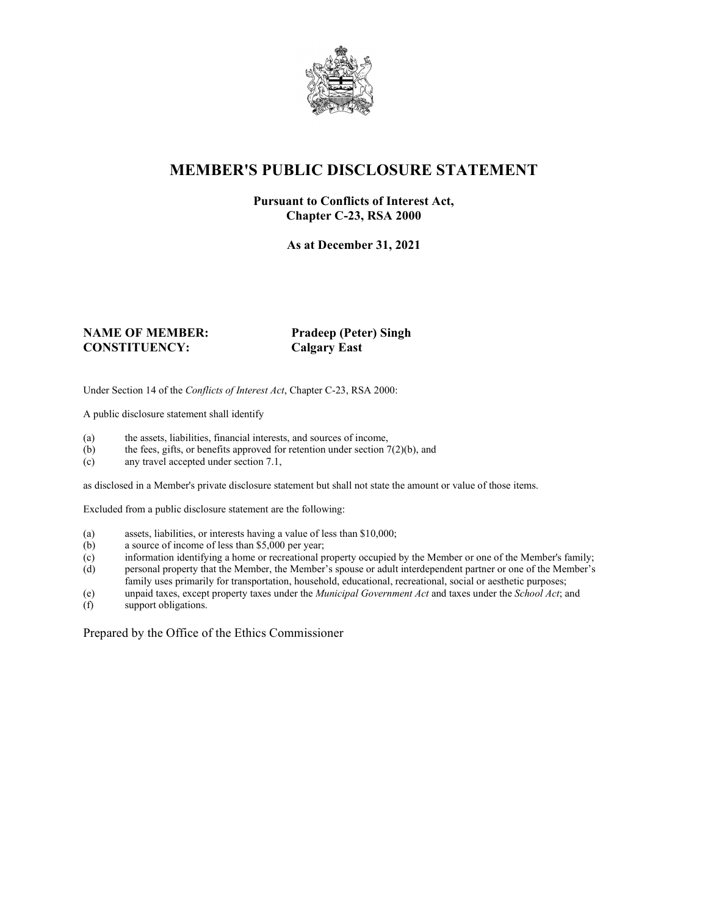# MEMBER'S PUBLIC DISCLOSURE STATEMENT

**Pursuant to Conflicts of Interest Act,**
**Chapter C-23, RSA 2000**

**As at December 31, 2021**

**NAME OF MEMBER:** **Pradeep (Peter) Singh**
**CONSTITUENCY:** **Calgary East**

Under Section 14 of the *Conflicts of Interest Act*, Chapter C-23, RSA 2000:

A public disclosure statement shall identify

(a) the assets, liabilities, financial interests, and sources of income,
(b) the fees, gifts, or benefits approved for retention under section 7(2)(b), and
(c) any travel accepted under section 7.1,

as disclosed in a Member's private disclosure statement but shall not state the amount or value of those items.

Excluded from a public disclosure statement are the following:

(a) assets, liabilities, or interests having a value of less than $10,000;
(b) a source of income of less than $5,000 per year;
(c) information identifying a home or recreational property occupied by the Member or one of the Member's family;
(d) personal property that the Member, the Member's spouse or adult interdependent partner or one of the Member's family uses primarily for transportation, household, educational, recreational, social or aesthetic purposes;
(e) unpaid taxes, except property taxes under the *Municipal Government Act* and taxes under the *School Act*; and
(f) support obligations.

Prepared by the Office of the Ethics Commissioner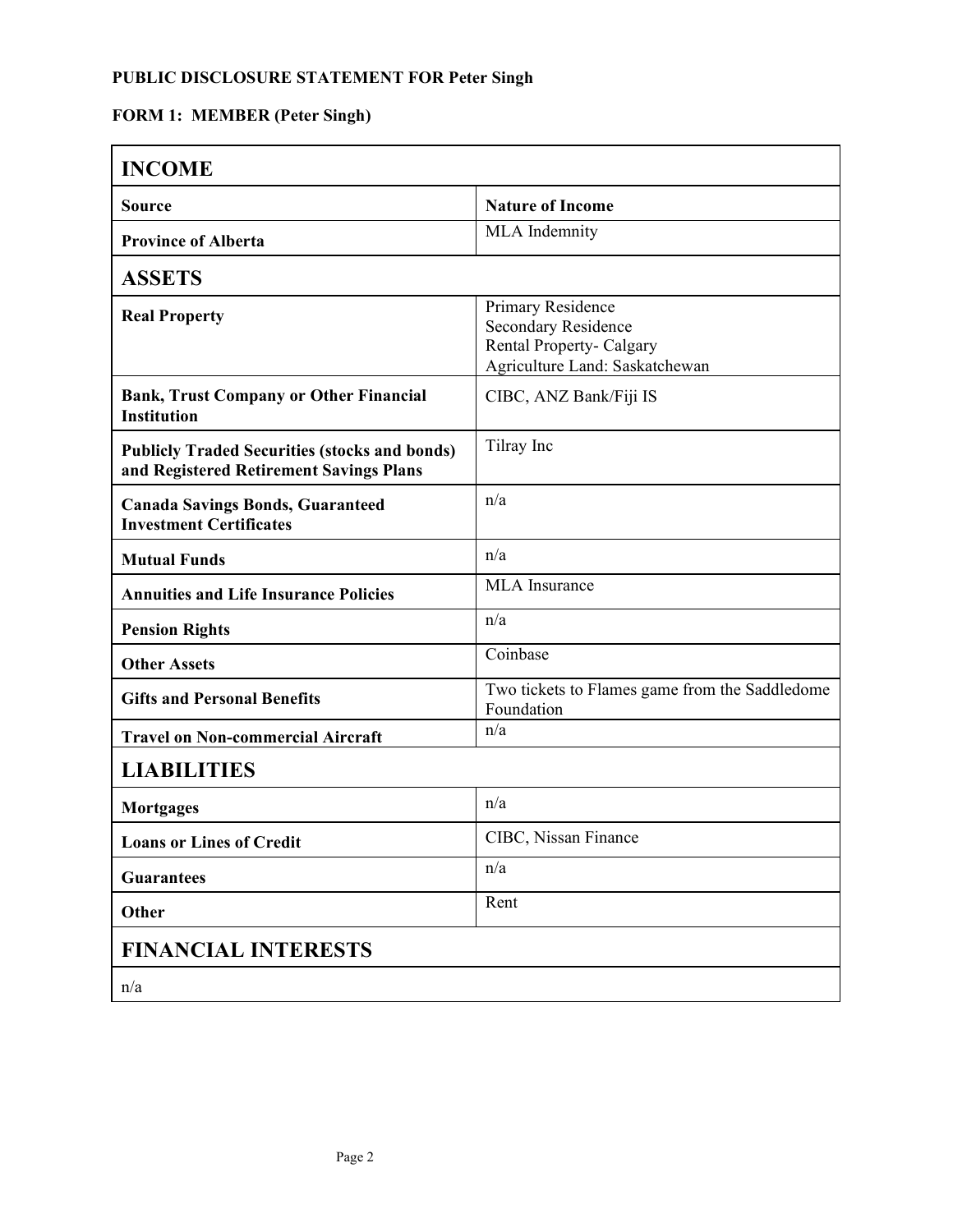**PUBLIC DISCLOSURE STATEMENT FOR Peter Singh**

**FORM 1: MEMBER (Peter Singh)**

| **INCOME** | |
|---|---|
| **Source** | **Nature of Income** |
| **Province of Alberta** | MLA Indemnity |
| **ASSETS** | |
| **Real Property** | Primary Residence<br>Secondary Residence<br>Rental Property- Calgary<br>Agriculture Land: Saskatchewan |
| **Bank, Trust Company or Other Financial Institution** | CIBC, ANZ Bank/Fiji IS |
| **Publicly Traded Securities (stocks and bonds) and Registered Retirement Savings Plans** | Tilray Inc |
| **Canada Savings Bonds, Guaranteed Investment Certificates** | n/a |
| **Mutual Funds** | n/a |
| **Annuities and Life Insurance Policies** | MLA Insurance |
| **Pension Rights** | n/a |
| **Other Assets** | Coinbase |
| **Gifts and Personal Benefits** | Two tickets to Flames game from the Saddledome Foundation |
| **Travel on Non-commercial Aircraft** | n/a |
| **LIABILITIES** | |
| **Mortgages** | n/a |
| **Loans or Lines of Credit** | CIBC, Nissan Finance |
| **Guarantees** | n/a |
| **Other** | Rent |
| **FINANCIAL INTERESTS** | |
| n/a | |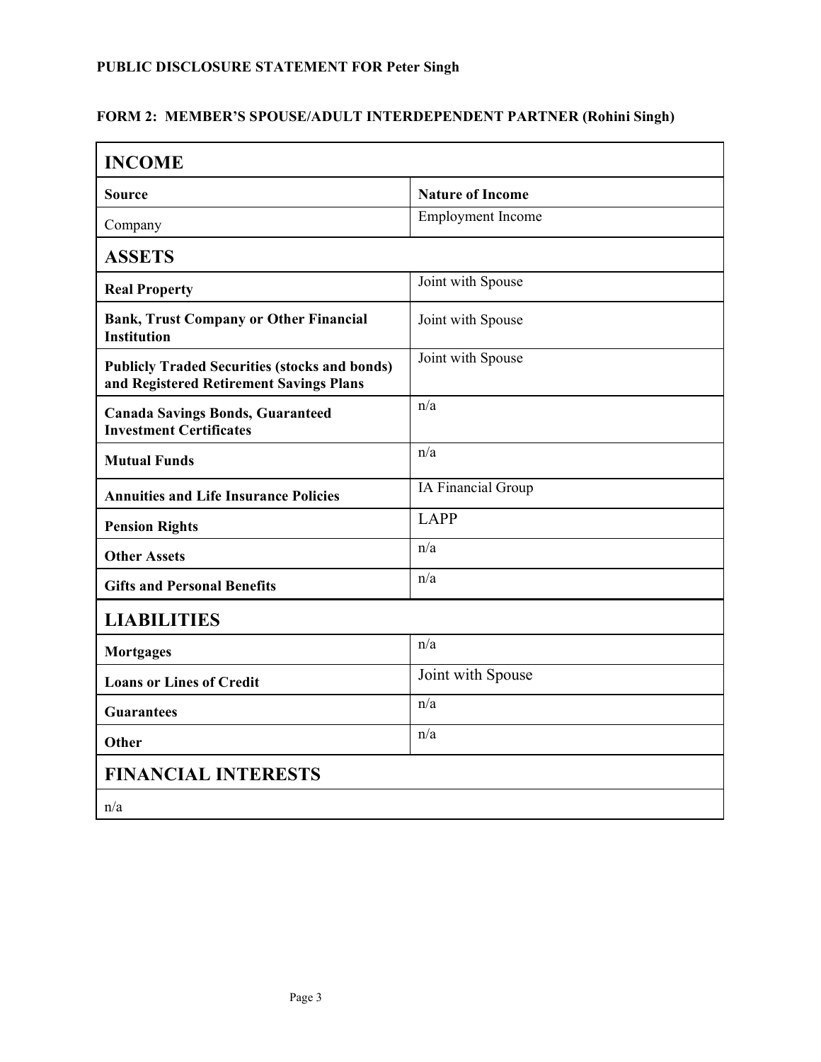**PUBLIC DISCLOSURE STATEMENT FOR Peter Singh**

**FORM 2: MEMBER'S SPOUSE/ADULT INTERDEPENDENT PARTNER (Rohini Singh)**

| **INCOME** | |
|---|---|
| **Source** | **Nature of Income** |
| Company | Employment Income |
| **ASSETS** | |
| **Real Property** | Joint with Spouse |
| **Bank, Trust Company or Other Financial Institution** | Joint with Spouse |
| **Publicly Traded Securities (stocks and bonds) and Registered Retirement Savings Plans** | Joint with Spouse |
| **Canada Savings Bonds, Guaranteed Investment Certificates** | n/a |
| **Mutual Funds** | n/a |
| **Annuities and Life Insurance Policies** | IA Financial Group |
| **Pension Rights** | LAPP |
| **Other Assets** | n/a |
| **Gifts and Personal Benefits** | n/a |
| **LIABILITIES** | |
| **Mortgages** | n/a |
| **Loans or Lines of Credit** | Joint with Spouse |
| **Guarantees** | n/a |
| **Other** | n/a |
| **FINANCIAL INTERESTS** | |
| n/a | |